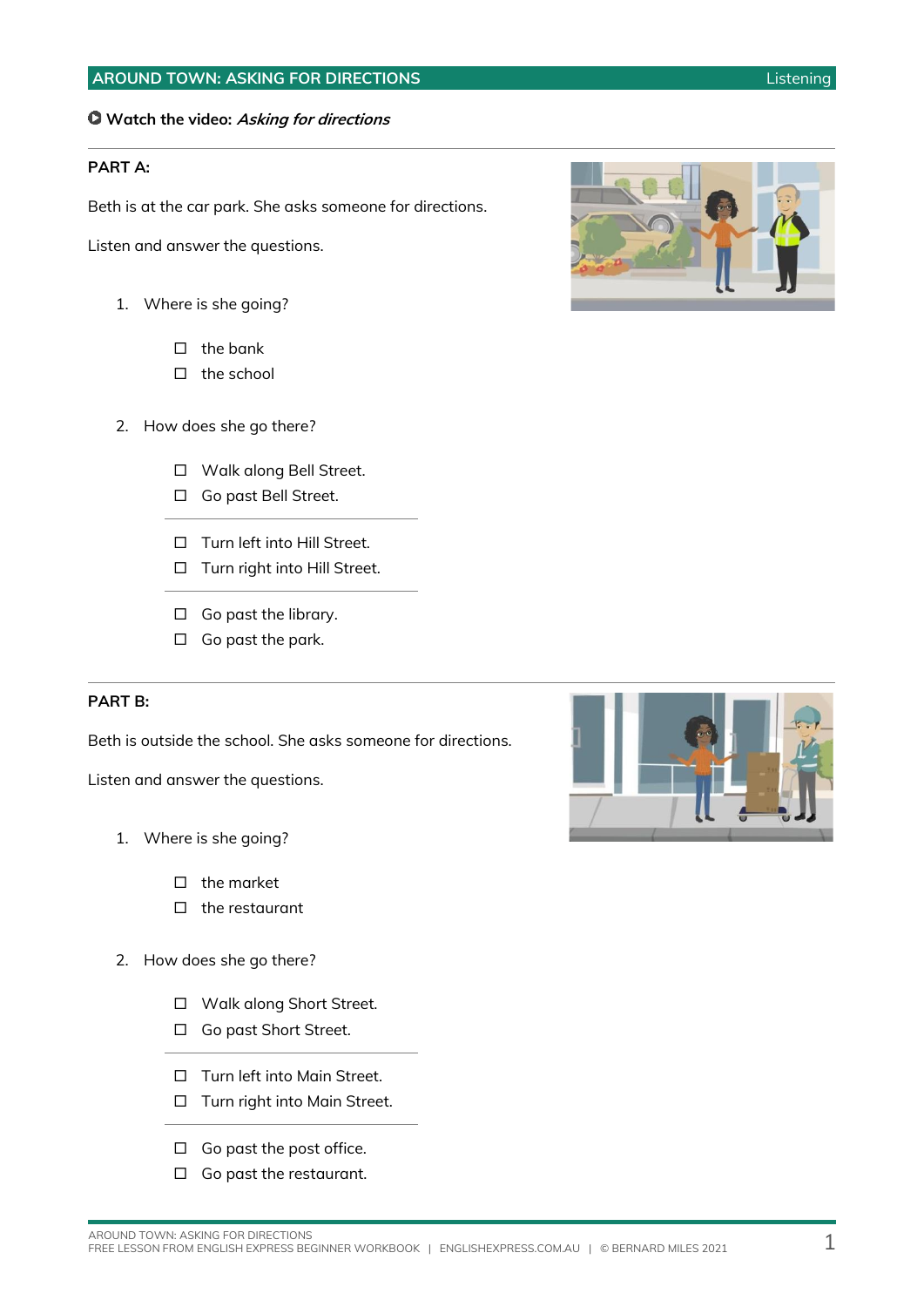## AROUND TOWN: ASKING FOR DIRECTIONS — Listening

**Watch the video:** ***Asking for directions***

---

**PART A:**

Beth is at the car park. She asks someone for directions.

Listen and answer the questions.

1. Where is she going?

   - ☐ the bank
   - ☐ the school

2. How does she go there?

   - ☐ Walk along Bell Street.
   - ☐ Go past Bell Street.

   ---

   - ☐ Turn left into Hill Street.
   - ☐ Turn right into Hill Street.

   ---

   - ☐ Go past the library.
   - ☐ Go past the park.

---

**PART B:**

Beth is outside the school. She asks someone for directions.

Listen and answer the questions.

1. Where is she going?

   - ☐ the market
   - ☐ the restaurant

2. How does she go there?

   - ☐ Walk along Short Street.
   - ☐ Go past Short Street.

   ---

   - ☐ Turn left into Main Street.
   - ☐ Turn right into Main Street.

   ---

   - ☐ Go past the post office.
   - ☐ Go past the restaurant.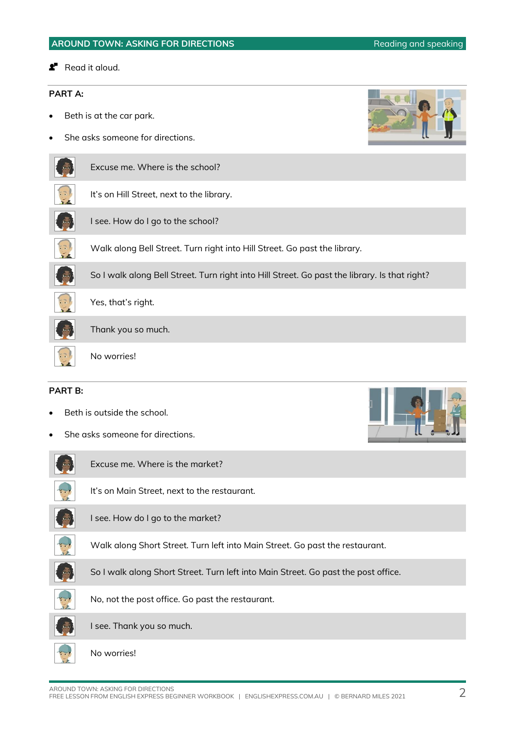## AROUND TOWN: ASKING FOR DIRECTIONS

Reading and speaking

Read it aloud.

### PART A:

- Beth is at the car park.
- She asks someone for directions.

| | |
|---|---|
| Beth | Excuse me. Where is the school? |
| Man | It's on Hill Street, next to the library. |
| Beth | I see. How do I go to the school? |
| Man | Walk along Bell Street. Turn right into Hill Street. Go past the library. |
| Beth | So I walk along Bell Street. Turn right into Hill Street. Go past the library. Is that right? |
| Man | Yes, that's right. |
| Beth | Thank you so much. |
| Man | No worries! |

### PART B:

- Beth is outside the school.
- She asks someone for directions.

| | |
|---|---|
| Beth | Excuse me. Where is the market? |
| Man | It's on Main Street, next to the restaurant. |
| Beth | I see. How do I go to the market? |
| Man | Walk along Short Street. Turn left into Main Street. Go past the restaurant. |
| Beth | So I walk along Short Street. Turn left into Main Street. Go past the post office. |
| Man | No, not the post office. Go past the restaurant. |
| Beth | I see. Thank you so much. |
| Man | No worries! |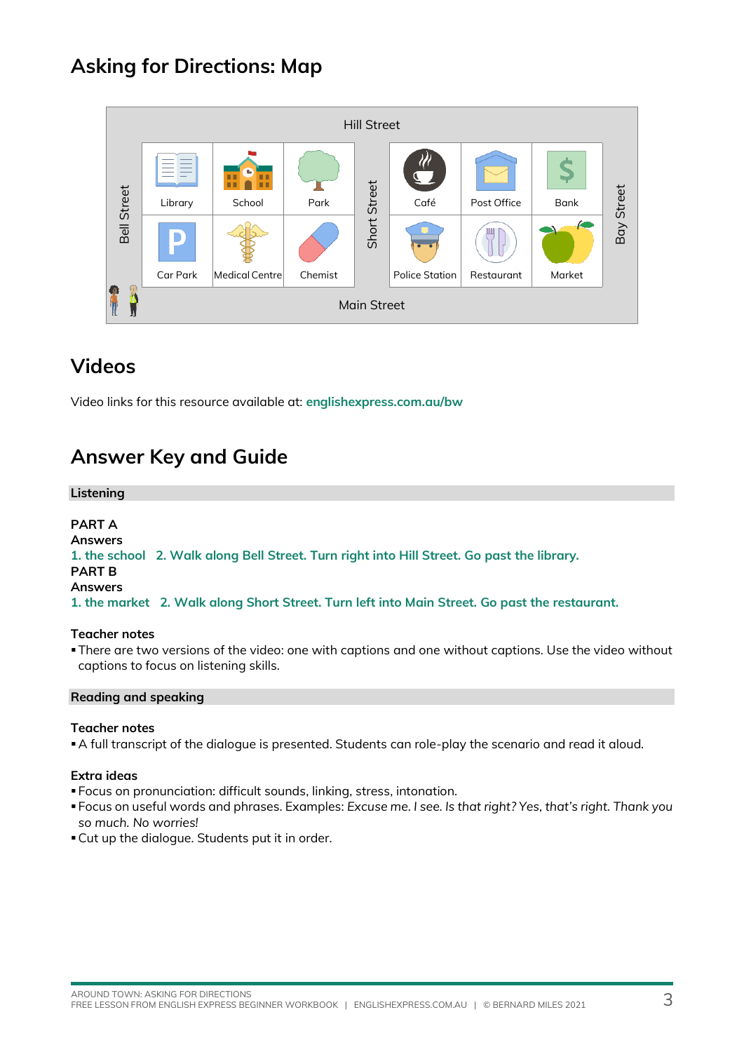# Asking for Directions: Map

Hill Street

| Bell Street | Library | School | Park | Short Street | Café | Post Office | Bank | Bay Street |
|---|---|---|---|---|---|---|---|---|
| | Car Park | Medical Centre | Chemist | | Police Station | Restaurant | Market | |

Main Street

## Videos

Video links for this resource available at: **englishexpress.com.au/bw**

## Answer Key and Guide

### Listening

**PART A**
**Answers**
**1. the school 2. Walk along Bell Street. Turn right into Hill Street. Go past the library.**
**PART B**
**Answers**
**1. the market 2. Walk along Short Street. Turn left into Main Street. Go past the restaurant.**

**Teacher notes**

- There are two versions of the video: one with captions and one without captions. Use the video without captions to focus on listening skills.

### Reading and speaking

**Teacher notes**

- A full transcript of the dialogue is presented. Students can role-play the scenario and read it aloud.

**Extra ideas**

- Focus on pronunciation: difficult sounds, linking, stress, intonation.
- Focus on useful words and phrases. Examples: *Excuse me. I see. Is that right? Yes, that's right. Thank you so much. No worries!*
- Cut up the dialogue. Students put it in order.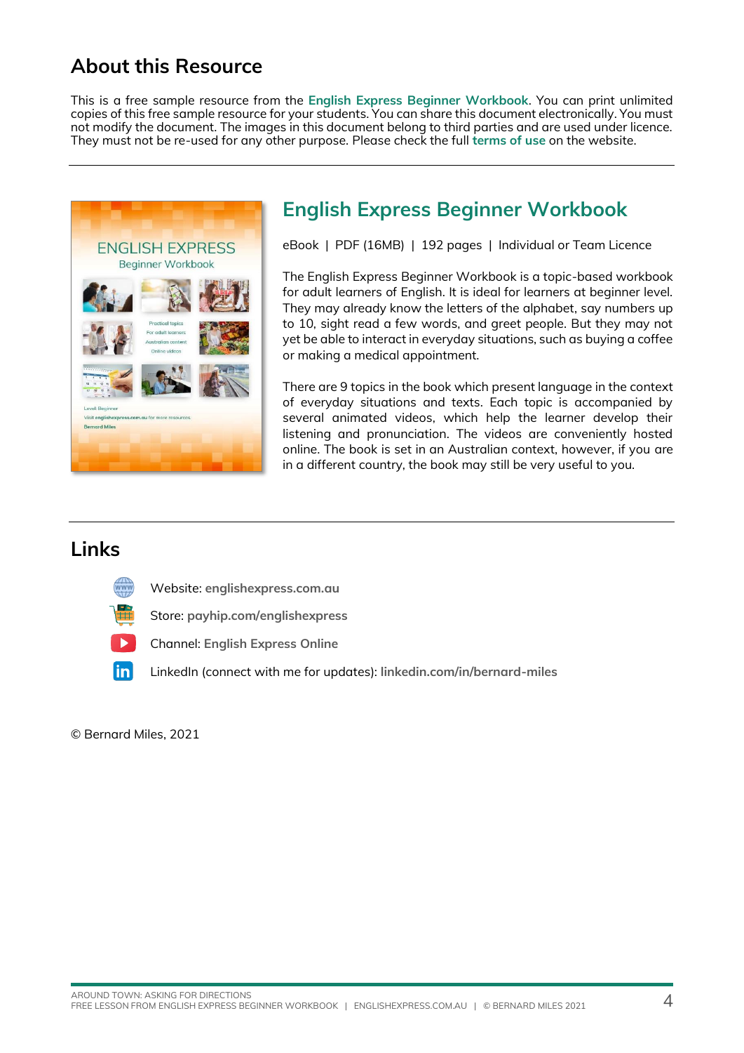## About this Resource

This is a free sample resource from the **English Express Beginner Workbook**. You can print unlimited copies of this free sample resource for your students. You can share this document electronically. You must not modify the document. The images in this document belong to third parties and are used under licence. They must not be re-used for any other purpose. Please check the full **terms of use** on the website.

---

## English Express Beginner Workbook

eBook | PDF (16MB) | 192 pages | Individual or Team Licence

The English Express Beginner Workbook is a topic-based workbook for adult learners of English. It is ideal for learners at beginner level. They may already know the letters of the alphabet, say numbers up to 10, sight read a few words, and greet people. But they may not yet be able to interact in everyday situations, such as buying a coffee or making a medical appointment.

There are 9 topics in the book which present language in the context of everyday situations and texts. Each topic is accompanied by several animated videos, which help the learner develop their listening and pronunciation. The videos are conveniently hosted online. The book is set in an Australian context, however, if you are in a different country, the book may still be very useful to you.

---

## Links

- Website: **englishexpress.com.au**
- Store: **payhip.com/englishexpress**
- Channel: **English Express Online**
- LinkedIn (connect with me for updates): **linkedin.com/in/bernard-miles**

© Bernard Miles, 2021